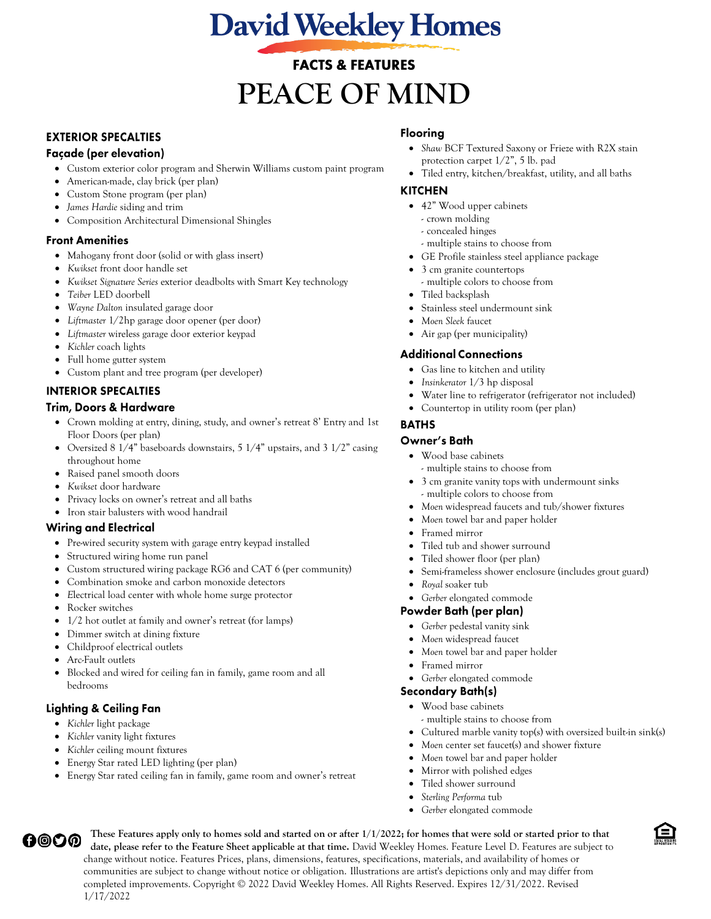# David Weekley Homes

## FACTS & FEATURES

# PEACE OF MIND

## EXTERIOR SPECALTIES

### Façade (per elevation)

- Custom exterior color program and Sherwin Williams custom paint program
- American-made, clay brick (per plan)
- Custom Stone program (per plan)
- *James Hardie* siding and trim
- Composition Architectural Dimensional Shingles

### Front Amenities

- Mahogany front door (solid or with glass insert)
- *Kwikset* front door handle set
- *Kwikset Signature Series* exterior deadbolts with Smart Key technology
- *Teiber* LED doorbell
- *Wayne Dalton* insulated garage door
- *Liftmaster* 1/2hp garage door opener (per door)
- *Liftmaster* wireless garage door exterior keypad
- *Kichler* coach lights
- Full home gutter system
- Custom plant and tree program (per developer)

## INTERIOR SPECALTIES

### Trim, Doors & Hardware

- Crown molding at entry, dining, study, and owner's retreat 8' Entry and 1st Floor Doors (per plan)
- Oversized 8 1/4" baseboards downstairs, 5 1/4" upstairs, and 3 1/2" casing throughout home
- Raised panel smooth doors
- *Kwikset* door hardware
- Privacy locks on owner's retreat and all baths
- Iron stair balusters with wood handrail

### Wiring and Electrical

- Pre-wired security system with garage entry keypad installed
- Structured wiring home run panel
- Custom structured wiring package RG6 and CAT 6 (per community)
- Combination smoke and carbon monoxide detectors
- Electrical load center with whole home surge protector
- Rocker switches
- 1/2 hot outlet at family and owner's retreat (for lamps)
- Dimmer switch at dining fixture
- Childproof electrical outlets
- Arc-Fault outlets
- Blocked and wired for ceiling fan in family, game room and all bedrooms

### Lighting & Ceiling Fan

- *Kichler* light package
- *Kichler* vanity light fixtures
- *Kichler* ceiling mount fixtures
- Energy Star rated LED lighting (per plan)
- Energy Star rated ceiling fan in family, game room and owner's retreat

### Flooring

- *Shaw* BCF Textured Saxony or Frieze with R2X stain protection carpet 1/2", 5 lb. pad
- Tiled entry, kitchen/breakfast, utility, and all baths

## KITCHEN

- 42" Wood upper cabinets
  - crown molding
  - concealed hinges
  - multiple stains to choose from
- GE Profile stainless steel appliance package
- 3 cm granite countertops
  - multiple colors to choose from
- Tiled backsplash
- Stainless steel undermount sink
- *Moen Sleek* faucet
- Air gap (per municipality)

### Additional Connections

- Gas line to kitchen and utility
- *Insinkerator* 1/3 hp disposal
- Water line to refrigerator (refrigerator not included)
- Countertop in utility room (per plan)

## BATHS

### Owner's Bath

- Wood base cabinets
  - multiple stains to choose from
- 3 cm granite vanity tops with undermount sinks
  - multiple colors to choose from
- *Moen* widespread faucets and tub/shower fixtures
- *Moen* towel bar and paper holder
- Framed mirror
- Tiled tub and shower surround
- Tiled shower floor (per plan)
- Semi-frameless shower enclosure (includes grout guard)
- *Royal* soaker tub
- *Gerber* elongated commode

### Powder Bath (per plan)

- *Gerber* pedestal vanity sink
- *Moen* widespread faucet
- *Moen* towel bar and paper holder
- Framed mirror
- *Gerber* elongated commode

### Secondary Bath(s)

- Wood base cabinets
  - multiple stains to choose from
- Cultured marble vanity top(s) with oversized built-in sink(s)
- *Moen* center set faucet(s) and shower fixture
- *Moen* towel bar and paper holder
- Mirror with polished edges
- Tiled shower surround
- *Sterling Performa* tub
- *Gerber* elongated commode

**These Features apply only to homes sold and started on or after 1/1/2022; for homes that were sold or started prior to that date, please refer to the Feature Sheet applicable at that time.** David Weekley Homes. Feature Level D. Features are subject to change without notice. Features Prices, plans, dimensions, features, specifications, materials, and availability of homes or communities are subject to change without notice or obligation. Illustrations are artist's depictions only and may differ from completed improvements. Copyright © 2022 David Weekley Homes. All Rights Reserved. Expires 12/31/2022. Revised 1/17/2022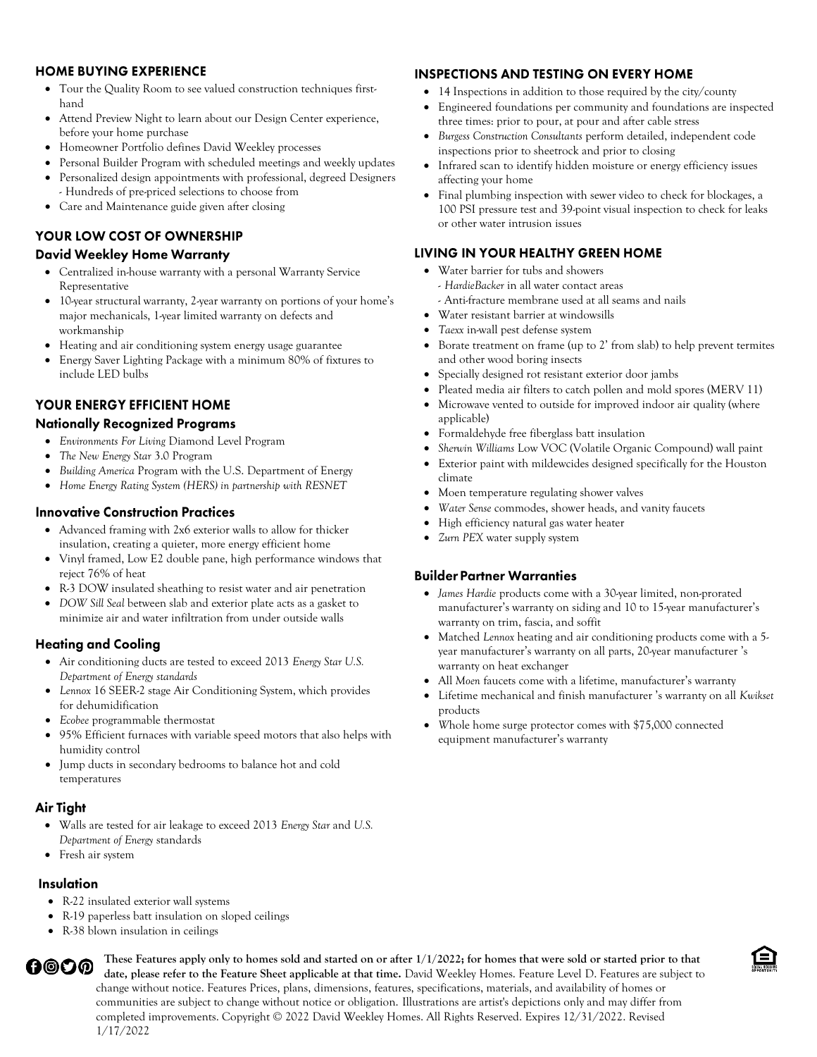## HOME BUYING EXPERIENCE

- Tour the Quality Room to see valued construction techniques first-hand
- Attend Preview Night to learn about our Design Center experience, before your home purchase
- Homeowner Portfolio defines David Weekley processes
- Personal Builder Program with scheduled meetings and weekly updates
- Personalized design appointments with professional, degreed Designers - Hundreds of pre-priced selections to choose from
- Care and Maintenance guide given after closing

## YOUR LOW COST OF OWNERSHIP

### David Weekley Home Warranty

- Centralized in-house warranty with a personal Warranty Service Representative
- 10-year structural warranty, 2-year warranty on portions of your home's major mechanicals, 1-year limited warranty on defects and workmanship
- Heating and air conditioning system energy usage guarantee
- Energy Saver Lighting Package with a minimum 80% of fixtures to include LED bulbs

## YOUR ENERGY EFFICIENT HOME

### Nationally Recognized Programs

- *Environments For Living* Diamond Level Program
- *The New Energy Star* 3.0 Program
- *Building America* Program with the U.S. Department of Energy
- *Home Energy Rating System (HERS) in partnership with RESNET*

### Innovative Construction Practices

- Advanced framing with 2x6 exterior walls to allow for thicker insulation, creating a quieter, more energy efficient home
- Vinyl framed, Low E2 double pane, high performance windows that reject 76% of heat
- R-3 DOW insulated sheathing to resist water and air penetration
- *DOW Sill Seal* between slab and exterior plate acts as a gasket to minimize air and water infiltration from under outside walls

### Heating and Cooling

- Air conditioning ducts are tested to exceed 2013 *Energy Star U.S. Department of Energy standards*
- *Lennox* 16 SEER-2 stage Air Conditioning System, which provides for dehumidification
- *Ecobee* programmable thermostat
- 95% Efficient furnaces with variable speed motors that also helps with humidity control
- Jump ducts in secondary bedrooms to balance hot and cold temperatures

### Air Tight

- Walls are tested for air leakage to exceed 2013 *Energy Star* and *U.S. Department of Energy* standards
- Fresh air system

### Insulation

- R-22 insulated exterior wall systems
- R-19 paperless batt insulation on sloped ceilings
- R-38 blown insulation in ceilings

## INSPECTIONS AND TESTING ON EVERY HOME

- 14 Inspections in addition to those required by the city/county
- Engineered foundations per community and foundations are inspected three times: prior to pour, at pour and after cable stress
- *Burgess Construction Consultants* perform detailed, independent code inspections prior to sheetrock and prior to closing
- Infrared scan to identify hidden moisture or energy efficiency issues affecting your home
- Final plumbing inspection with sewer video to check for blockages, a 100 PSI pressure test and 39-point visual inspection to check for leaks or other water intrusion issues

## LIVING IN YOUR HEALTHY GREEN HOME

- Water barrier for tubs and showers
  - *HardieBacker* in all water contact areas
  - Anti-fracture membrane used at all seams and nails
- Water resistant barrier at windowsills
- *Taexx* in-wall pest defense system
- Borate treatment on frame (up to 2' from slab) to help prevent termites and other wood boring insects
- Specially designed rot resistant exterior door jambs
- Pleated media air filters to catch pollen and mold spores (MERV 11)
- Microwave vented to outside for improved indoor air quality (where applicable)
- Formaldehyde free fiberglass batt insulation
- *Sherwin Williams* Low VOC (Volatile Organic Compound) wall paint
- Exterior paint with mildewcides designed specifically for the Houston climate
- Moen temperature regulating shower valves
- *Water Sense* commodes, shower heads, and vanity faucets
- High efficiency natural gas water heater
- *Zurn PEX* water supply system

### Builder Partner Warranties

- *James Hardie* products come with a 30-year limited, non-prorated manufacturer's warranty on siding and 10 to 15-year manufacturer's warranty on trim, fascia, and soffit
- Matched *Lennox* heating and air conditioning products come with a 5-year manufacturer's warranty on all parts, 20-year manufacturer 's warranty on heat exchanger
- All *Moen* faucets come with a lifetime, manufacturer's warranty
- Lifetime mechanical and finish manufacturer 's warranty on all *Kwikset* products
- Whole home surge protector comes with $75,000 connected equipment manufacturer's warranty

**These Features apply only to homes sold and started on or after 1/1/2022; for homes that were sold or started prior to that date, please refer to the Feature Sheet applicable at that time.** David Weekley Homes. Feature Level D. Features are subject to change without notice. Features Prices, plans, dimensions, features, specifications, materials, and availability of homes or communities are subject to change without notice or obligation. Illustrations are artist's depictions only and may differ from completed improvements. Copyright © 2022 David Weekley Homes. All Rights Reserved. Expires 12/31/2022. Revised 1/17/2022